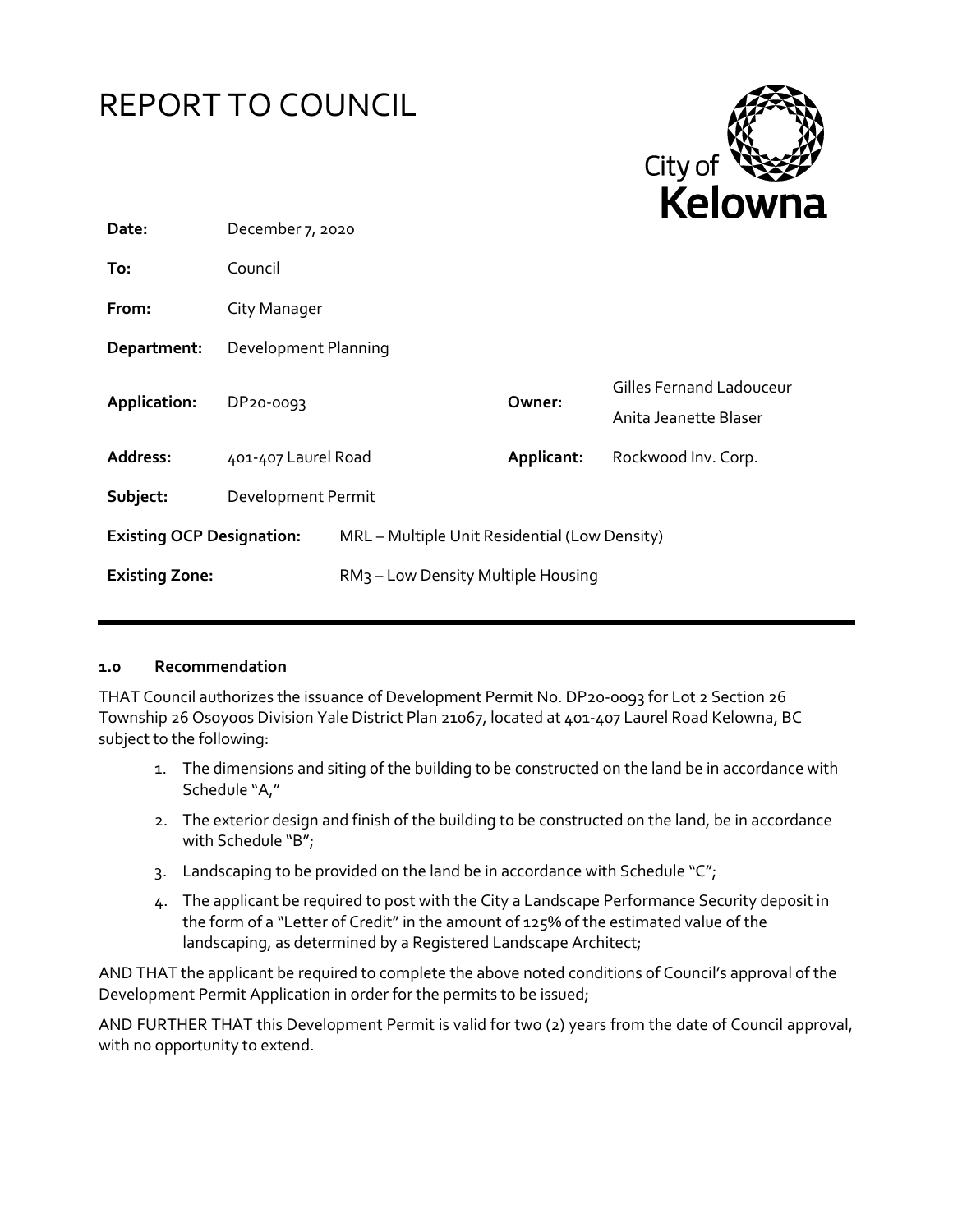# REPORT TO COUNCIL

City of Kelowna

| | | | |
|---|---|---|---|
| **Date:** | December 7, 2020 | | |
| **To:** | Council | | |
| **From:** | City Manager | | |
| **Department:** | Development Planning | | |
| **Application:** | DP20-0093 | **Owner:** | Gilles Fernand Ladouceur<br>Anita Jeanette Blaser |
| **Address:** | 401-407 Laurel Road | **Applicant:** | Rockwood Inv. Corp. |
| **Subject:** | Development Permit | | |
| **Existing OCP Designation:** | MRL – Multiple Unit Residential (Low Density) | | |
| **Existing Zone:** | RM3 – Low Density Multiple Housing | | |

## 1.0 Recommendation

THAT Council authorizes the issuance of Development Permit No. DP20-0093 for Lot 2 Section 26 Township 26 Osoyoos Division Yale District Plan 21067, located at 401-407 Laurel Road Kelowna, BC subject to the following:

1. The dimensions and siting of the building to be constructed on the land be in accordance with Schedule "A,"
2. The exterior design and finish of the building to be constructed on the land, be in accordance with Schedule "B";
3. Landscaping to be provided on the land be in accordance with Schedule "C";
4. The applicant be required to post with the City a Landscape Performance Security deposit in the form of a "Letter of Credit" in the amount of 125% of the estimated value of the landscaping, as determined by a Registered Landscape Architect;

AND THAT the applicant be required to complete the above noted conditions of Council's approval of the Development Permit Application in order for the permits to be issued;

AND FURTHER THAT this Development Permit is valid for two (2) years from the date of Council approval, with no opportunity to extend.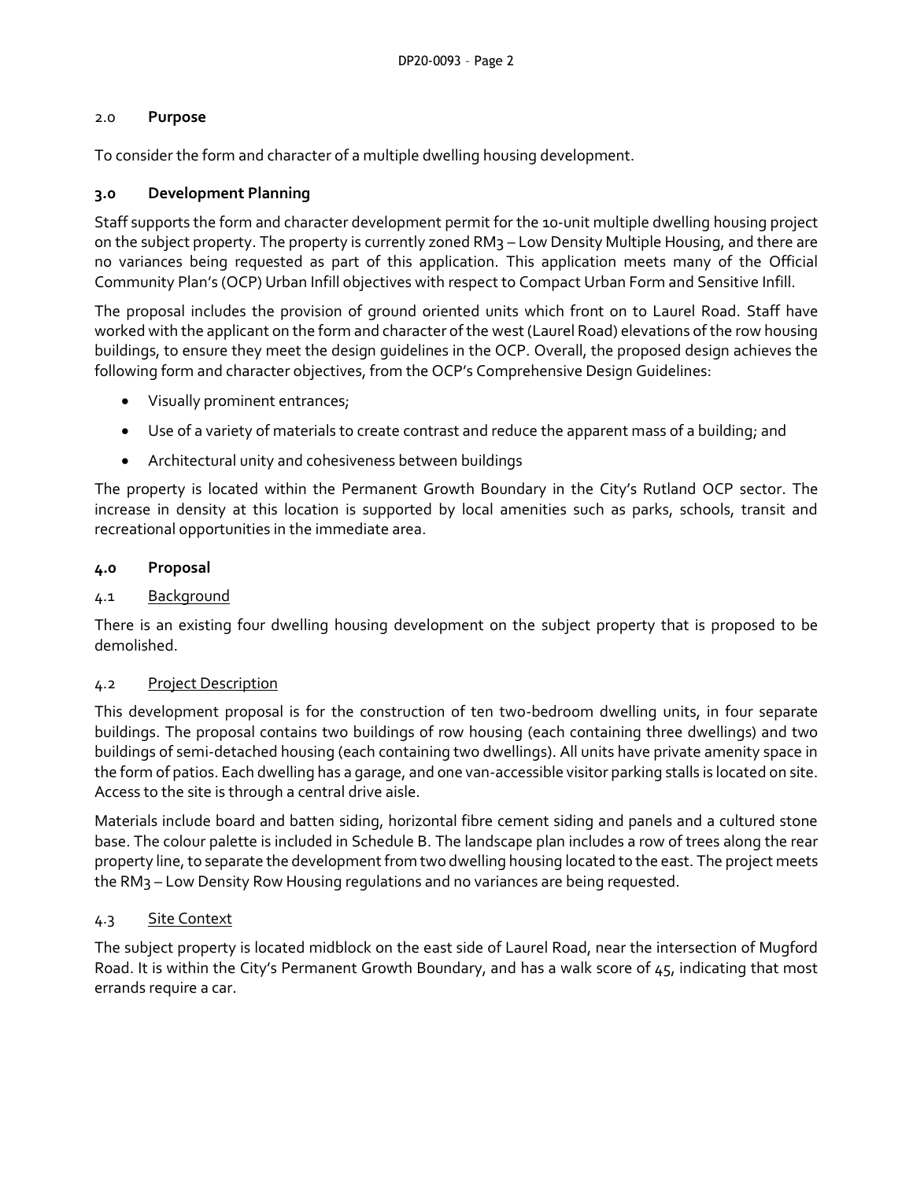## 2.0 **Purpose**

To consider the form and character of a multiple dwelling housing development.

## 3.0 **Development Planning**

Staff supports the form and character development permit for the 10-unit multiple dwelling housing project on the subject property. The property is currently zoned RM3 – Low Density Multiple Housing, and there are no variances being requested as part of this application. This application meets many of the Official Community Plan's (OCP) Urban Infill objectives with respect to Compact Urban Form and Sensitive Infill.

The proposal includes the provision of ground oriented units which front on to Laurel Road. Staff have worked with the applicant on the form and character of the west (Laurel Road) elevations of the row housing buildings, to ensure they meet the design guidelines in the OCP. Overall, the proposed design achieves the following form and character objectives, from the OCP's Comprehensive Design Guidelines:

- Visually prominent entrances;
- Use of a variety of materials to create contrast and reduce the apparent mass of a building; and
- Architectural unity and cohesiveness between buildings

The property is located within the Permanent Growth Boundary in the City's Rutland OCP sector. The increase in density at this location is supported by local amenities such as parks, schools, transit and recreational opportunities in the immediate area.

## 4.0 **Proposal**

### 4.1 Background

There is an existing four dwelling housing development on the subject property that is proposed to be demolished.

### 4.2 Project Description

This development proposal is for the construction of ten two-bedroom dwelling units, in four separate buildings. The proposal contains two buildings of row housing (each containing three dwellings) and two buildings of semi-detached housing (each containing two dwellings). All units have private amenity space in the form of patios. Each dwelling has a garage, and one van-accessible visitor parking stalls is located on site. Access to the site is through a central drive aisle.

Materials include board and batten siding, horizontal fibre cement siding and panels and a cultured stone base. The colour palette is included in Schedule B. The landscape plan includes a row of trees along the rear property line, to separate the development from two dwelling housing located to the east. The project meets the RM3 – Low Density Row Housing regulations and no variances are being requested.

### 4.3 Site Context

The subject property is located midblock on the east side of Laurel Road, near the intersection of Mugford Road. It is within the City's Permanent Growth Boundary, and has a walk score of 45, indicating that most errands require a car.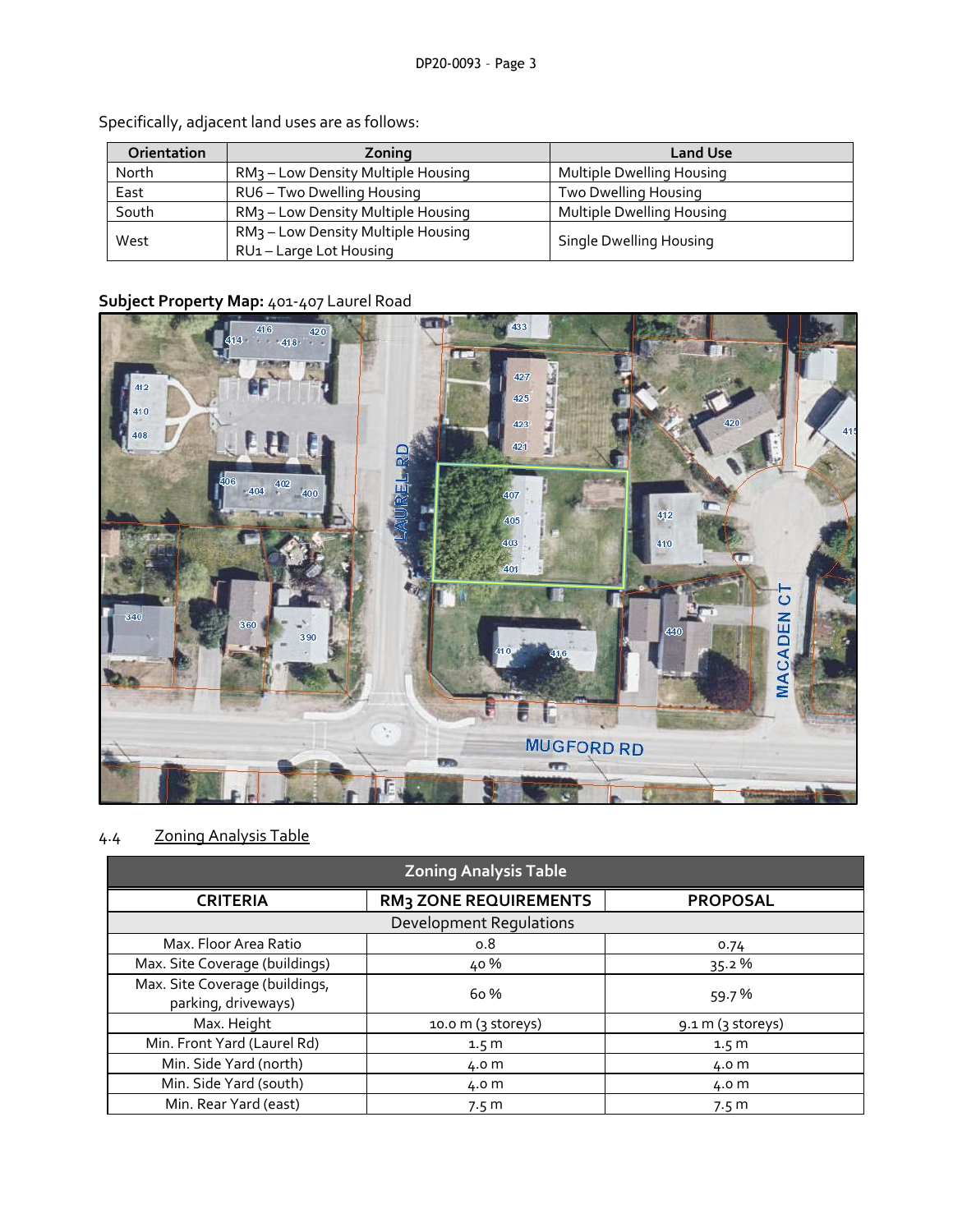Specifically, adjacent land uses are as follows:

| Orientation | Zoning | Land Use |
|---|---|---|
| North | RM3 – Low Density Multiple Housing | Multiple Dwelling Housing |
| East | RU6 – Two Dwelling Housing | Two Dwelling Housing |
| South | RM3 – Low Density Multiple Housing | Multiple Dwelling Housing |
| West | RM3 – Low Density Multiple Housing<br>RU1 – Large Lot Housing | Single Dwelling Housing |

**Subject Property Map:** 401-407 Laurel Road

4.4 Zoning Analysis Table

| Zoning Analysis Table | | |
|---|---|---|
| **CRITERIA** | **RM3 ZONE REQUIREMENTS** | **PROPOSAL** |
| Development Regulations | | |
| Max. Floor Area Ratio | 0.8 | 0.74 |
| Max. Site Coverage (buildings) | 40 % | 35.2 % |
| Max. Site Coverage (buildings, parking, driveways) | 60 % | 59.7 % |
| Max. Height | 10.0 m (3 storeys) | 9.1 m (3 storeys) |
| Min. Front Yard (Laurel Rd) | 1.5 m | 1.5 m |
| Min. Side Yard (north) | 4.0 m | 4.0 m |
| Min. Side Yard (south) | 4.0 m | 4.0 m |
| Min. Rear Yard (east) | 7.5 m | 7.5 m |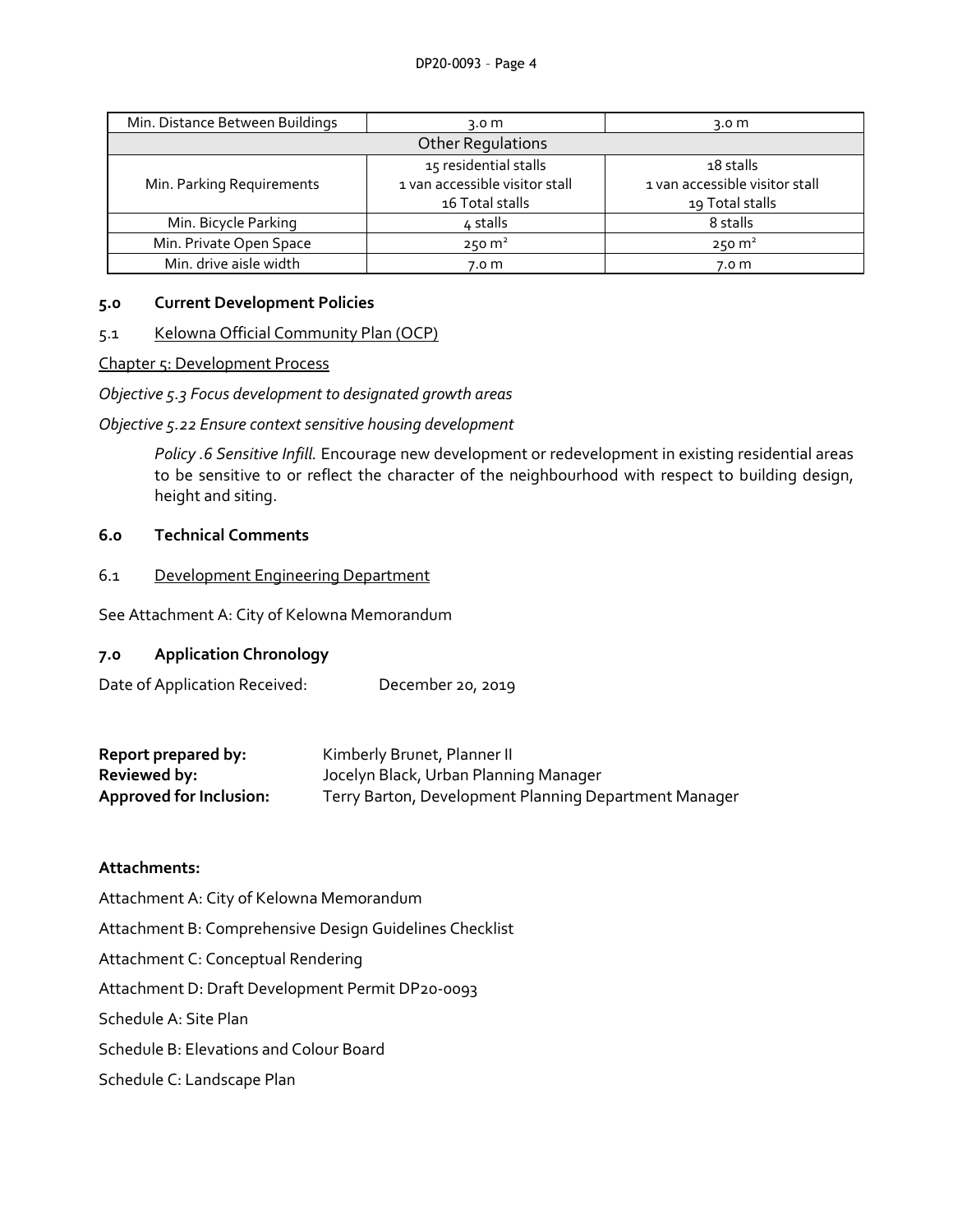| | | |
|---|---|---|
| Min. Distance Between Buildings | 3.0 m | 3.0 m |
| Other Regulations | | |
| Min. Parking Requirements | 15 residential stalls<br>1 van accessible visitor stall<br>16 Total stalls | 18 stalls<br>1 van accessible visitor stall<br>19 Total stalls |
| Min. Bicycle Parking | 4 stalls | 8 stalls |
| Min. Private Open Space | 250 m² | 250 m² |
| Min. drive aisle width | 7.0 m | 7.0 m |

## 5.0 Current Development Policies

5.1 Kelowna Official Community Plan (OCP)

Chapter 5: Development Process

*Objective 5.3 Focus development to designated growth areas*

*Objective 5.22 Ensure context sensitive housing development*

*Policy .6 Sensitive Infill.* Encourage new development or redevelopment in existing residential areas to be sensitive to or reflect the character of the neighbourhood with respect to building design, height and siting.

## 6.0 Technical Comments

6.1 Development Engineering Department

See Attachment A: City of Kelowna Memorandum

## 7.0 Application Chronology

Date of Application Received: December 20, 2019

**Report prepared by:** Kimberly Brunet, Planner II
**Reviewed by:** Jocelyn Black, Urban Planning Manager
**Approved for Inclusion:** Terry Barton, Development Planning Department Manager

**Attachments:**

Attachment A: City of Kelowna Memorandum

Attachment B: Comprehensive Design Guidelines Checklist

Attachment C: Conceptual Rendering

Attachment D: Draft Development Permit DP20-0093

Schedule A: Site Plan

Schedule B: Elevations and Colour Board

Schedule C: Landscape Plan